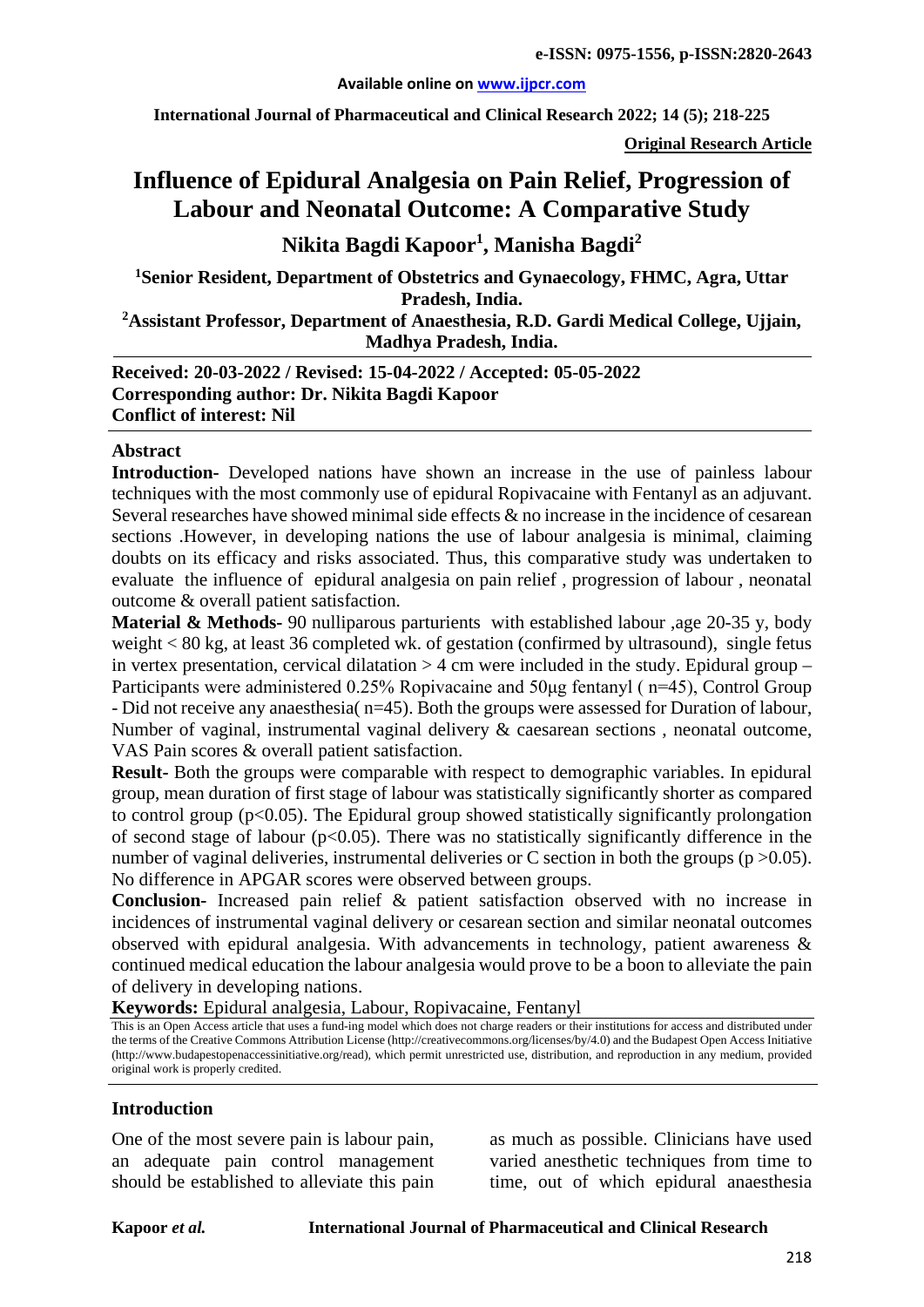# Influence of Epidural Analgesia on Pain Relief, Progression of Labour and Neonatal Outcome: A Comparative Study

**Original Research Article**

## Nikita Bagdi Kapoor[1], Manisha Bagdi[2]

**[1]Senior Resident, Department of Obstetrics and Gynaecology, FHMC, Agra, Uttar Pradesh, India.**

**[2]Assistant Professor, Department of Anaesthesia, R.D. Gardi Medical College, Ujjain, Madhya Pradesh, India.**

**Received: 20-03-2022 / Revised: 15-04-2022 / Accepted: 05-05-2022**
**Corresponding author: Dr. Nikita Bagdi Kapoor**
**Conflict of interest: Nil**

### Abstract

**Introduction-** Developed nations have shown an increase in the use of painless labour techniques with the most commonly use of epidural Ropivacaine with Fentanyl as an adjuvant. Several researches have showed minimal side effects & no increase in the incidence of cesarean sections .However, in developing nations the use of labour analgesia is minimal, claiming doubts on its efficacy and risks associated. Thus, this comparative study was undertaken to evaluate the influence of epidural analgesia on pain relief , progression of labour , neonatal outcome & overall patient satisfaction.

**Material & Methods-** 90 nulliparous parturients with established labour ,age 20-35 y, body weight < 80 kg, at least 36 completed wk. of gestation (confirmed by ultrasound), single fetus in vertex presentation, cervical dilatation > 4 cm were included in the study. Epidural group – Participants were administered 0.25% Ropivacaine and 50μg fentanyl ( n=45), Control Group - Did not receive any anaesthesia( n=45). Both the groups were assessed for Duration of labour, Number of vaginal, instrumental vaginal delivery & caesarean sections , neonatal outcome, VAS Pain scores & overall patient satisfaction.

**Result-** Both the groups were comparable with respect to demographic variables. In epidural group, mean duration of first stage of labour was statistically significantly shorter as compared to control group ($p<0.05$). The Epidural group showed statistically significantly prolongation of second stage of labour ($p<0.05$). There was no statistically significantly difference in the number of vaginal deliveries, instrumental deliveries or C section in both the groups ($p >0.05$). No difference in APGAR scores were observed between groups.

**Conclusion-** Increased pain relief & patient satisfaction observed with no increase in incidences of instrumental vaginal delivery or cesarean section and similar neonatal outcomes observed with epidural analgesia. With advancements in technology, patient awareness & continued medical education the labour analgesia would prove to be a boon to alleviate the pain of delivery in developing nations.

**Keywords:** Epidural analgesia, Labour, Ropivacaine, Fentanyl

This is an Open Access article that uses a fund-ing model which does not charge readers or their institutions for access and distributed under the terms of the Creative Commons Attribution License (http://creativecommons.org/licenses/by/4.0) and the Budapest Open Access Initiative (http://www.budapestopenaccessinitiative.org/read), which permit unrestricted use, distribution, and reproduction in any medium, provided original work is properly credited.

### Introduction

One of the most severe pain is labour pain, an adequate pain control management should be established to alleviate this pain as much as possible. Clinicians have used varied anesthetic techniques from time to time, out of which epidural anaesthesia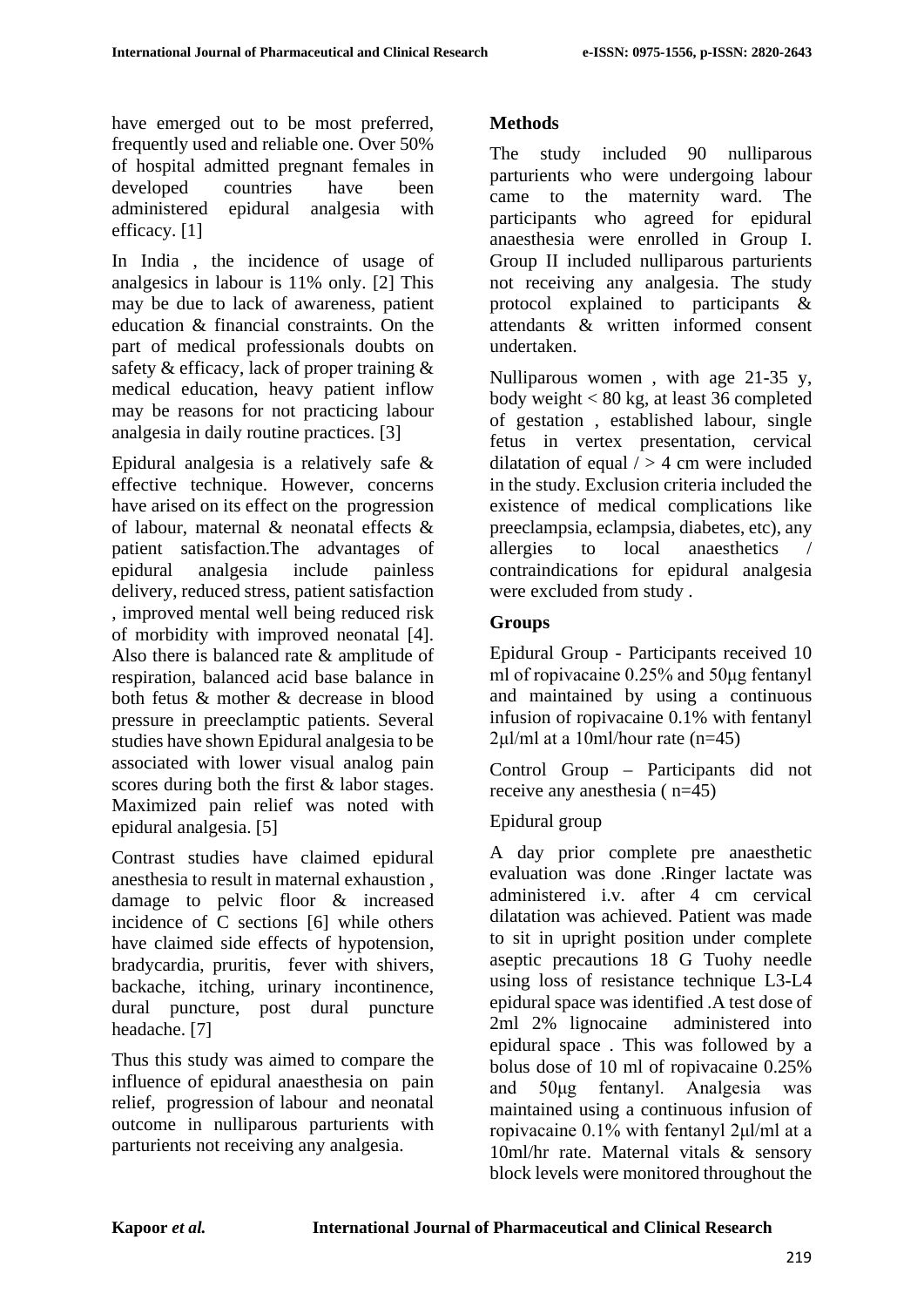have emerged out to be most preferred, frequently used and reliable one. Over 50% of hospital admitted pregnant females in developed countries have been administered epidural analgesia with efficacy. [1]

In India , the incidence of usage of analgesics in labour is 11% only. [2] This may be due to lack of awareness, patient education & financial constraints. On the part of medical professionals doubts on safety & efficacy, lack of proper training & medical education, heavy patient inflow may be reasons for not practicing labour analgesia in daily routine practices. [3]

Epidural analgesia is a relatively safe & effective technique. However, concerns have arised on its effect on the progression of labour, maternal & neonatal effects & patient satisfaction.The advantages of epidural analgesia include painless delivery, reduced stress, patient satisfaction , improved mental well being reduced risk of morbidity with improved neonatal [4]. Also there is balanced rate & amplitude of respiration, balanced acid base balance in both fetus & mother & decrease in blood pressure in preeclamptic patients. Several studies have shown Epidural analgesia to be associated with lower visual analog pain scores during both the first & labor stages. Maximized pain relief was noted with epidural analgesia. [5]

Contrast studies have claimed epidural anesthesia to result in maternal exhaustion , damage to pelvic floor & increased incidence of C sections [6] while others have claimed side effects of hypotension, bradycardia, pruritis, fever with shivers, backache, itching, urinary incontinence, dural puncture, post dural puncture headache. [7]

Thus this study was aimed to compare the influence of epidural anaesthesia on pain relief, progression of labour and neonatal outcome in nulliparous parturients with parturients not receiving any analgesia.

## Methods

The study included 90 nulliparous parturients who were undergoing labour came to the maternity ward. The participants who agreed for epidural anaesthesia were enrolled in Group I. Group II included nulliparous parturients not receiving any analgesia. The study protocol explained to participants & attendants & written informed consent undertaken.

Nulliparous women , with age 21-35 y, body weight < 80 kg, at least 36 completed of gestation , established labour, single fetus in vertex presentation, cervical dilatation of equal / > 4 cm were included in the study. Exclusion criteria included the existence of medical complications like preeclampsia, eclampsia, diabetes, etc), any allergies to local anaesthetics / contraindications for epidural analgesia were excluded from study .

## Groups

Epidural Group - Participants received 10 ml of ropivacaine 0.25% and 50μg fentanyl and maintained by using a continuous infusion of ropivacaine 0.1% with fentanyl 2μl/ml at a 10ml/hour rate (n=45)

Control Group – Participants did not receive any anesthesia ( n=45)

Epidural group

A day prior complete pre anaesthetic evaluation was done .Ringer lactate was administered i.v. after 4 cm cervical dilatation was achieved. Patient was made to sit in upright position under complete aseptic precautions 18 G Tuohy needle using loss of resistance technique L3-L4 epidural space was identified .A test dose of 2ml 2% lignocaine administered into epidural space . This was followed by a bolus dose of 10 ml of ropivacaine 0.25% and 50μg fentanyl. Analgesia was maintained using a continuous infusion of ropivacaine 0.1% with fentanyl 2μl/ml at a 10ml/hr rate. Maternal vitals & sensory block levels were monitored throughout the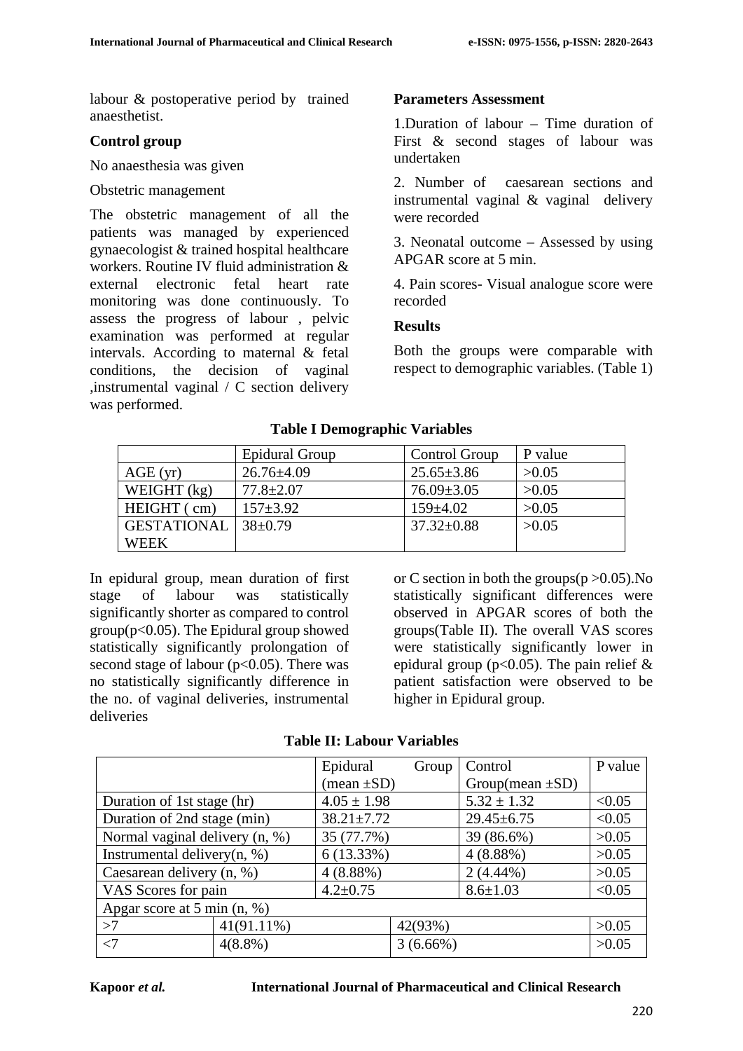labour & postoperative period by trained anaesthetist.

**Control group**

No anaesthesia was given

Obstetric management

The obstetric management of all the patients was managed by experienced gynaecologist & trained hospital healthcare workers. Routine IV fluid administration & external electronic fetal heart rate monitoring was done continuously. To assess the progress of labour , pelvic examination was performed at regular intervals. According to maternal & fetal conditions, the decision of vaginal ,instrumental vaginal / C section delivery was performed.

**Parameters Assessment**

1.Duration of labour – Time duration of First & second stages of labour was undertaken

2. Number of caesarean sections and instrumental vaginal & vaginal delivery were recorded

3. Neonatal outcome – Assessed by using APGAR score at 5 min.

4. Pain scores- Visual analogue score were recorded

**Results**

Both the groups were comparable with respect to demographic variables. (Table 1)

**Table I Demographic Variables**

| | Epidural Group | Control Group | P value |
|---|---|---|---|
| AGE (yr) | 26.76±4.09 | 25.65±3.86 | >0.05 |
| WEIGHT (kg) | 77.8±2.07 | 76.09±3.05 | >0.05 |
| HEIGHT ( cm) | 157±3.92 | 159±4.02 | >0.05 |
| GESTATIONAL WEEK | 38±0.79 | 37.32±0.88 | >0.05 |

In epidural group, mean duration of first stage of labour was statistically significantly shorter as compared to control group($p<0.05$). The Epidural group showed statistically significantly prolongation of second stage of labour ($p<0.05$). There was no statistically significantly difference in the no. of vaginal deliveries, instrumental deliveries or C section in both the groups($p >0.05$).No statistically significant differences were observed in APGAR scores of both the groups(Table II). The overall VAS scores were statistically significantly lower in epidural group ($p<0.05$). The pain relief & patient satisfaction were observed to be higher in Epidural group.

**Table II: Labour Variables**

| | | Epidural Group (mean ±SD) | Control Group(mean ±SD) | P value |
|---|---|---|---|---|
| Duration of 1st stage (hr) | | 4.05 ± 1.98 | 5.32 ± 1.32 | <0.05 |
| Duration of 2nd stage (min) | | 38.21±7.72 | 29.45±6.75 | <0.05 |
| Normal vaginal delivery (n, %) | | 35 (77.7%) | 39 (86.6%) | >0.05 |
| Instrumental delivery(n, %) | | 6 (13.33%) | 4 (8.88%) | >0.05 |
| Caesarean delivery (n, %) | | 4 (8.88%) | 2 (4.44%) | >0.05 |
| VAS Scores for pain | | 4.2±0.75 | 8.6±1.03 | <0.05 |
| Apgar score at 5 min (n, %) | | | | |
| >7 | 41(91.11%) | | 42(93%) | >0.05 |
| <7 | 4(8.8%) | | 3 (6.66%) | >0.05 |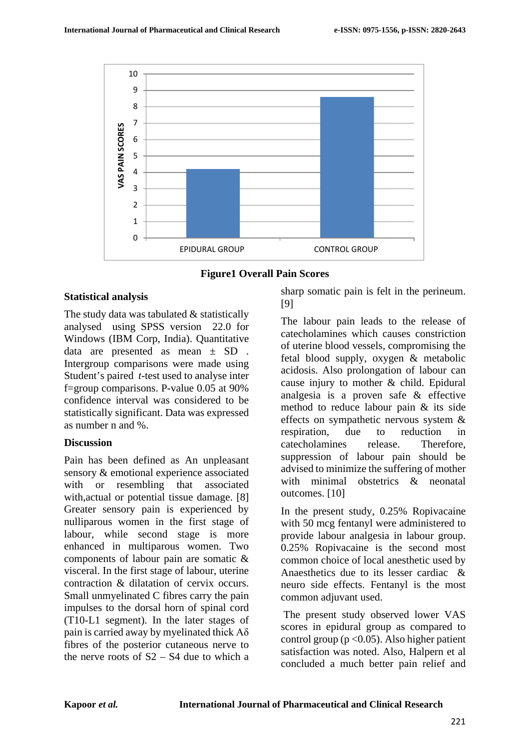**Figure1 Overall Pain Scores**

## Statistical analysis

The study data was tabulated & statistically analysed using SPSS version 22.0 for Windows (IBM Corp, India). Quantitative data are presented as mean ± SD . Intergroup comparisons were made using Student's paired *t*-test used to analyse inter f=group comparisons. P-value 0.05 at 90% confidence interval was considered to be statistically significant. Data was expressed as number n and %.

## Discussion

Pain has been defined as An unpleasant sensory & emotional experience associated with or resembling that associated with,actual or potential tissue damage. [8] Greater sensory pain is experienced by nulliparous women in the first stage of labour, while second stage is more enhanced in multiparous women. Two components of labour pain are somatic & visceral. In the first stage of labour, uterine contraction & dilatation of cervix occurs. Small unmyelinated C fibres carry the pain impulses to the dorsal horn of spinal cord (T10-L1 segment). In the later stages of pain is carried away by myelinated thick Aδ fibres of the posterior cutaneous nerve to the nerve roots of S2 – S4 due to which a sharp somatic pain is felt in the perineum. [9]

The labour pain leads to the release of catecholamines which causes constriction of uterine blood vessels, compromising the fetal blood supply, oxygen & metabolic acidosis. Also prolongation of labour can cause injury to mother & child. Epidural analgesia is a proven safe & effective method to reduce labour pain & its side effects on sympathetic nervous system & respiration, due to reduction in catecholamines release. Therefore, suppression of labour pain should be advised to minimize the suffering of mother with minimal obstetrics & neonatal outcomes. [10]

In the present study, 0.25% Ropivacaine with 50 mcg fentanyl were administered to provide labour analgesia in labour group. 0.25% Ropivacaine is the second most common choice of local anesthetic used by Anaesthetics due to its lesser cardiac & neuro side effects. Fentanyl is the most common adjuvant used.

The present study observed lower VAS scores in epidural group as compared to control group ($p < 0.05$). Also higher patient satisfaction was noted. Also, Halpern et al concluded a much better pain relief and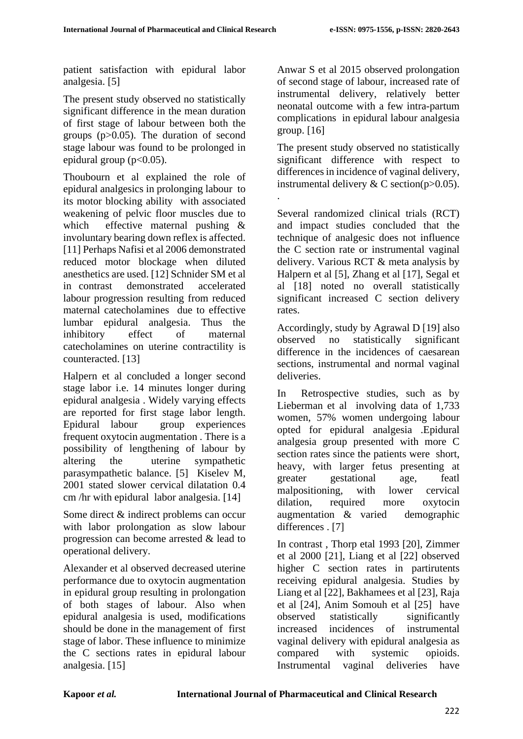patient satisfaction with epidural labor analgesia. [5]

The present study observed no statistically significant difference in the mean duration of first stage of labour between both the groups ($p>0.05$). The duration of second stage labour was found to be prolonged in epidural group ($p<0.05$).

Thoubourn et al explained the role of epidural analgesics in prolonging labour to its motor blocking ability with associated weakening of pelvic floor muscles due to which effective maternal pushing & involuntary bearing down reflex is affected. [11] Perhaps Nafisi et al 2006 demonstrated reduced motor blockage when diluted anesthetics are used. [12] Schnider SM et al in contrast demonstrated accelerated labour progression resulting from reduced maternal catecholamines due to effective lumbar epidural analgesia. Thus the inhibitory effect of maternal catecholamines on uterine contractility is counteracted. [13]

Halpern et al concluded a longer second stage labor i.e. 14 minutes longer during epidural analgesia . Widely varying effects are reported for first stage labor length. Epidural labour group experiences frequent oxytocin augmentation . There is a possibility of lengthening of labour by altering the uterine sympathetic parasympathetic balance. [5] Kiselev M, 2001 stated slower cervical dilatation 0.4 cm /hr with epidural labor analgesia. [14]

Some direct & indirect problems can occur with labor prolongation as slow labour progression can become arrested & lead to operational delivery.

Alexander et al observed decreased uterine performance due to oxytocin augmentation in epidural group resulting in prolongation of both stages of labour. Also when epidural analgesia is used, modifications should be done in the management of first stage of labor. These influence to minimize the C sections rates in epidural labour analgesia. [15]

Anwar S et al 2015 observed prolongation of second stage of labour, increased rate of instrumental delivery, relatively better neonatal outcome with a few intra-partum complications in epidural labour analgesia group. [16]

The present study observed no statistically significant difference with respect to differences in incidence of vaginal delivery, instrumental delivery & C section($p>0.05$).

.

Several randomized clinical trials (RCT) and impact studies concluded that the technique of analgesic does not influence the C section rate or instrumental vaginal delivery. Various RCT & meta analysis by Halpern et al [5], Zhang et al [17], Segal et al [18] noted no overall statistically significant increased C section delivery rates.

Accordingly, study by Agrawal D [19] also observed no statistically significant difference in the incidences of caesarean sections, instrumental and normal vaginal deliveries.

In Retrospective studies, such as by Lieberman et al involving data of 1,733 women, 57% women undergoing labour opted for epidural analgesia .Epidural analgesia group presented with more C section rates since the patients were short, heavy, with larger fetus presenting at greater gestational age, featl malpositioning, with lower cervical dilation, required more oxytocin augmentation & varied demographic differences . [7]

In contrast , Thorp etal 1993 [20], Zimmer et al 2000 [21], Liang et al [22] observed higher C section rates in partirutents receiving epidural analgesia. Studies by Liang et al [22], Bakhamees et al [23], Raja et al [24], Anim Somouh et al [25] have observed statistically significantly increased incidences of instrumental vaginal delivery with epidural analgesia as compared with systemic opioids. Instrumental vaginal deliveries have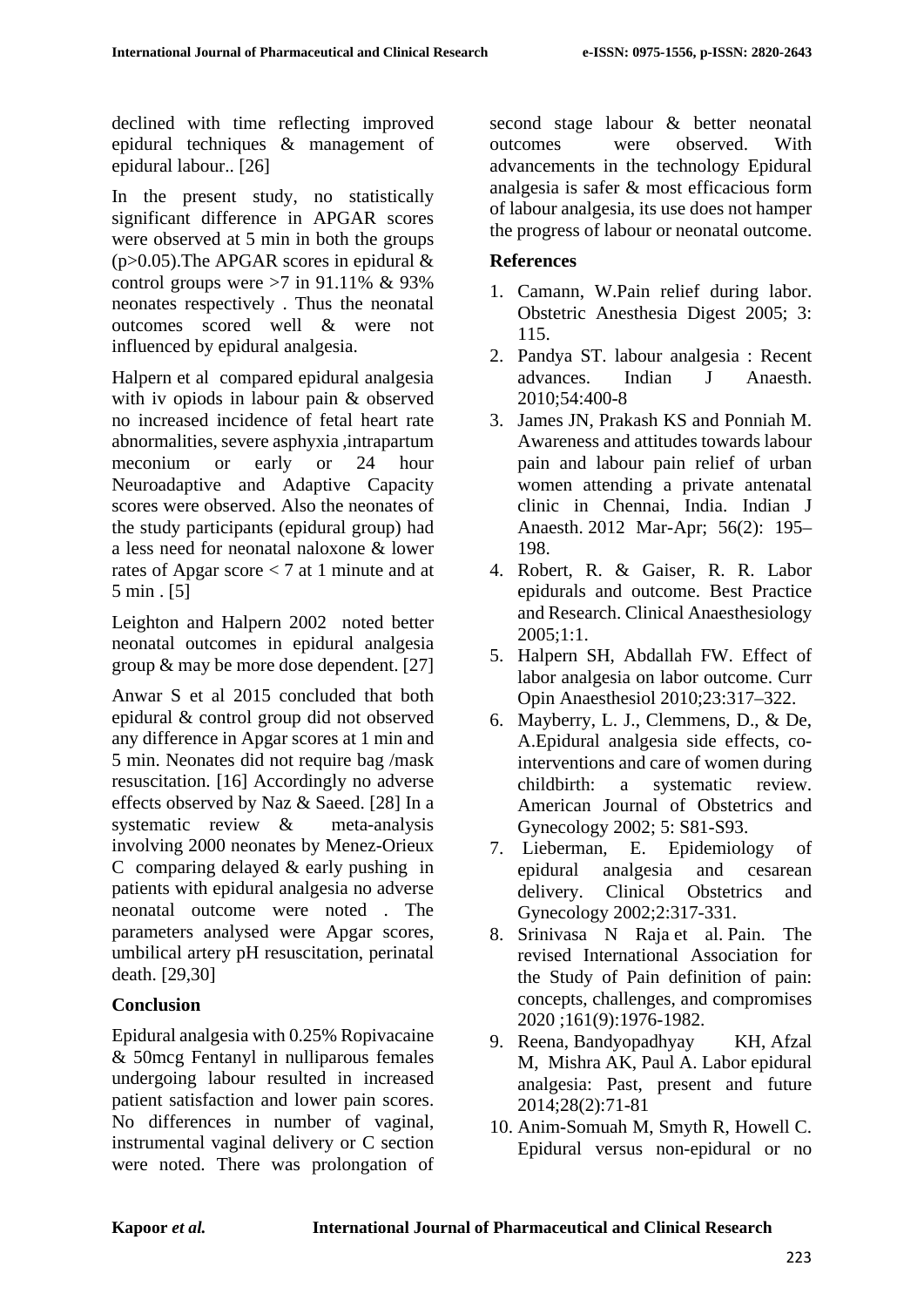declined with time reflecting improved epidural techniques & management of epidural labour.. [26]

In the present study, no statistically significant difference in APGAR scores were observed at 5 min in both the groups ($p>0.05$).The APGAR scores in epidural & control groups were >7 in 91.11% & 93% neonates respectively . Thus the neonatal outcomes scored well & were not influenced by epidural analgesia.

Halpern et al compared epidural analgesia with iv opiods in labour pain & observed no increased incidence of fetal heart rate abnormalities, severe asphyxia ,intrapartum meconium or early or 24 hour Neuroadaptive and Adaptive Capacity scores were observed. Also the neonates of the study participants (epidural group) had a less need for neonatal naloxone & lower rates of Apgar score < 7 at 1 minute and at 5 min . [5]

Leighton and Halpern 2002 noted better neonatal outcomes in epidural analgesia group & may be more dose dependent. [27]

Anwar S et al 2015 concluded that both epidural & control group did not observed any difference in Apgar scores at 1 min and 5 min. Neonates did not require bag /mask resuscitation. [16] Accordingly no adverse effects observed by Naz & Saeed. [28] In a systematic review & meta-analysis involving 2000 neonates by Menez-Orieux C comparing delayed & early pushing in patients with epidural analgesia no adverse neonatal outcome were noted . The parameters analysed were Apgar scores, umbilical artery pH resuscitation, perinatal death. [29,30]

## Conclusion

Epidural analgesia with 0.25% Ropivacaine & 50mcg Fentanyl in nulliparous females undergoing labour resulted in increased patient satisfaction and lower pain scores. No differences in number of vaginal, instrumental vaginal delivery or C section were noted. There was prolongation of second stage labour & better neonatal outcomes were observed. With advancements in the technology Epidural analgesia is safer & most efficacious form of labour analgesia, its use does not hamper the progress of labour or neonatal outcome.

## References

1. Camann, W.Pain relief during labor. Obstetric Anesthesia Digest 2005; 3: 115.
2. Pandya ST. labour analgesia : Recent advances. Indian J Anaesth. 2010;54:400-8
3. James JN, Prakash KS and Ponniah M. Awareness and attitudes towards labour pain and labour pain relief of urban women attending a private antenatal clinic in Chennai, India. Indian J Anaesth. 2012 Mar-Apr; 56(2): 195–198.
4. Robert, R. & Gaiser, R. R. Labor epidurals and outcome. Best Practice and Research. Clinical Anaesthesiology 2005;1:1.
5. Halpern SH, Abdallah FW. Effect of labor analgesia on labor outcome. Curr Opin Anaesthesiol 2010;23:317–322.
6. Mayberry, L. J., Clemmens, D., & De, A.Epidural analgesia side effects, co-interventions and care of women during childbirth: a systematic review. American Journal of Obstetrics and Gynecology 2002; 5: S81-S93.
7. Lieberman, E. Epidemiology of epidural analgesia and cesarean delivery. Clinical Obstetrics and Gynecology 2002;2:317-331.
8. Srinivasa N Raja et al. Pain. The revised International Association for the Study of Pain definition of pain: concepts, challenges, and compromises 2020 ;161(9):1976-1982.
9. Reena, Bandyopadhyay KH, Afzal M, Mishra AK, Paul A. Labor epidural analgesia: Past, present and future 2014;28(2):71-81
10. Anim-Somuah M, Smyth R, Howell C. Epidural versus non-epidural or no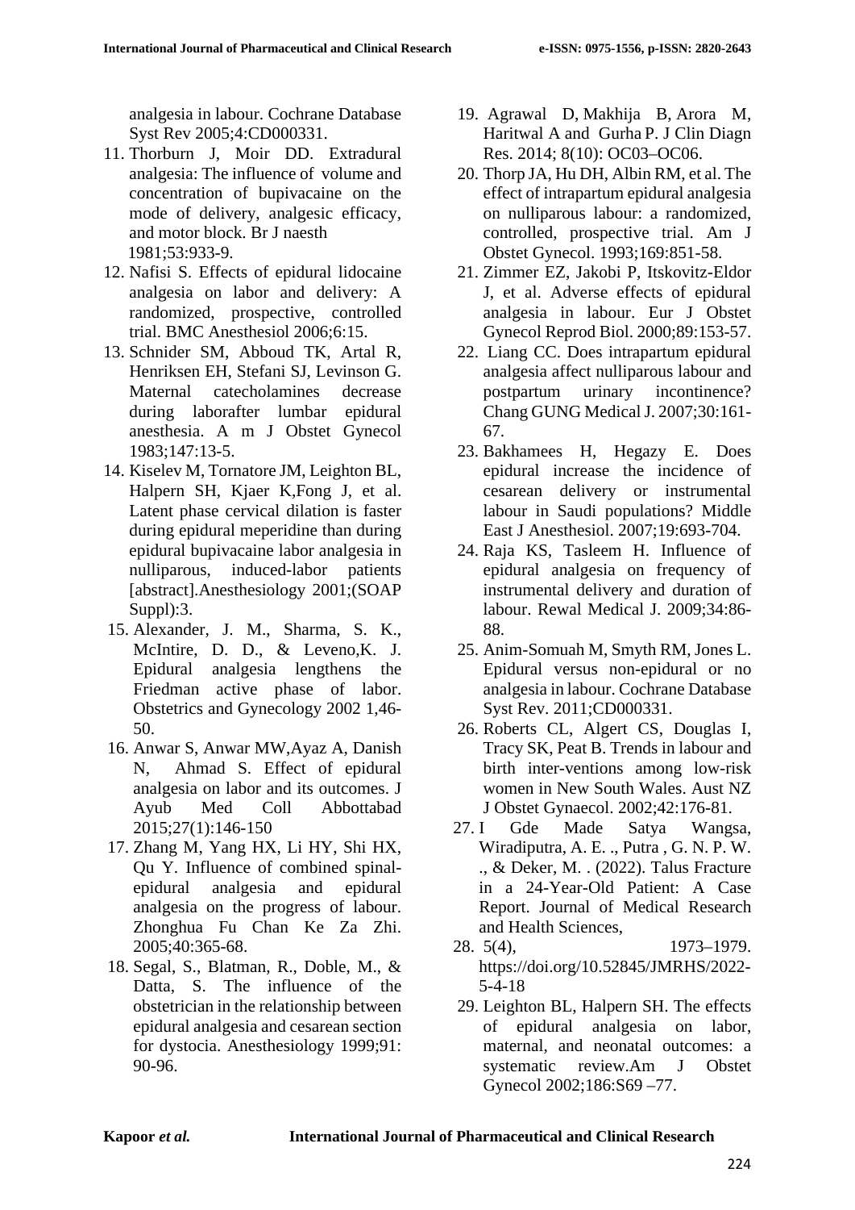analgesia in labour. Cochrane Database Syst Rev 2005;4:CD000331.

11. Thorburn J, Moir DD. Extradural analgesia: The influence of volume and concentration of bupivacaine on the mode of delivery, analgesic efficacy, and motor block. Br J naesth 1981;53:933-9.
12. Nafisi S. Effects of epidural lidocaine analgesia on labor and delivery: A randomized, prospective, controlled trial. BMC Anesthesiol 2006;6:15.
13. Schnider SM, Abboud TK, Artal R, Henriksen EH, Stefani SJ, Levinson G. Maternal catecholamines decrease during laborafter lumbar epidural anesthesia. A m J Obstet Gynecol 1983;147:13-5.
14. Kiselev M, Tornatore JM, Leighton BL, Halpern SH, Kjaer K,Fong J, et al. Latent phase cervical dilation is faster during epidural meperidine than during epidural bupivacaine labor analgesia in nulliparous, induced-labor patients [abstract].Anesthesiology 2001;(SOAP Suppl):3.
15. Alexander, J. M., Sharma, S. K., McIntire, D. D., & Leveno,K. J. Epidural analgesia lengthens the Friedman active phase of labor. Obstetrics and Gynecology 2002 1,46-50.
16. Anwar S, Anwar MW,Ayaz A, Danish N, Ahmad S. Effect of epidural analgesia on labor and its outcomes. J Ayub Med Coll Abbottabad 2015;27(1):146-150
17. Zhang M, Yang HX, Li HY, Shi HX, Qu Y. Influence of combined spinal-epidural analgesia and epidural analgesia on the progress of labour. Zhonghua Fu Chan Ke Za Zhi. 2005;40:365-68.
18. Segal, S., Blatman, R., Doble, M., & Datta, S. The influence of the obstetrician in the relationship between epidural analgesia and cesarean section for dystocia. Anesthesiology 1999;91: 90-96.
19. Agrawal D, Makhija B, Arora M, Haritwal A and Gurha P. J Clin Diagn Res. 2014; 8(10): OC03–OC06.
20. Thorp JA, Hu DH, Albin RM, et al. The effect of intrapartum epidural analgesia on nulliparous labour: a randomized, controlled, prospective trial. Am J Obstet Gynecol. 1993;169:851-58.
21. Zimmer EZ, Jakobi P, Itskovitz-Eldor J, et al. Adverse effects of epidural analgesia in labour. Eur J Obstet Gynecol Reprod Biol. 2000;89:153-57.
22. Liang CC. Does intrapartum epidural analgesia affect nulliparous labour and postpartum urinary incontinence? Chang GUNG Medical J. 2007;30:161-67.
23. Bakhamees H, Hegazy E. Does epidural increase the incidence of cesarean delivery or instrumental labour in Saudi populations? Middle East J Anesthesiol. 2007;19:693-704.
24. Raja KS, Tasleem H. Influence of epidural analgesia on frequency of instrumental delivery and duration of labour. Rewal Medical J. 2009;34:86-88.
25. Anim-Somuah M, Smyth RM, Jones L. Epidural versus non-epidural or no analgesia in labour. Cochrane Database Syst Rev. 2011;CD000331.
26. Roberts CL, Algert CS, Douglas I, Tracy SK, Peat B. Trends in labour and birth inter-ventions among low-risk women in New South Wales. Aust NZ J Obstet Gynaecol. 2002;42:176-81.
27. I Gde Made Satya Wangsa, Wiradiputra, A. E. ., Putra , G. N. P. W. ., & Deker, M. . (2022). Talus Fracture in a 24-Year-Old Patient: A Case Report. Journal of Medical Research and Health Sciences,
28. 5(4), 1973–1979. https://doi.org/10.52845/JMRHS/2022-5-4-18
29. Leighton BL, Halpern SH. The effects of epidural analgesia on labor, maternal, and neonatal outcomes: a systematic review.Am J Obstet Gynecol 2002;186:S69 –77.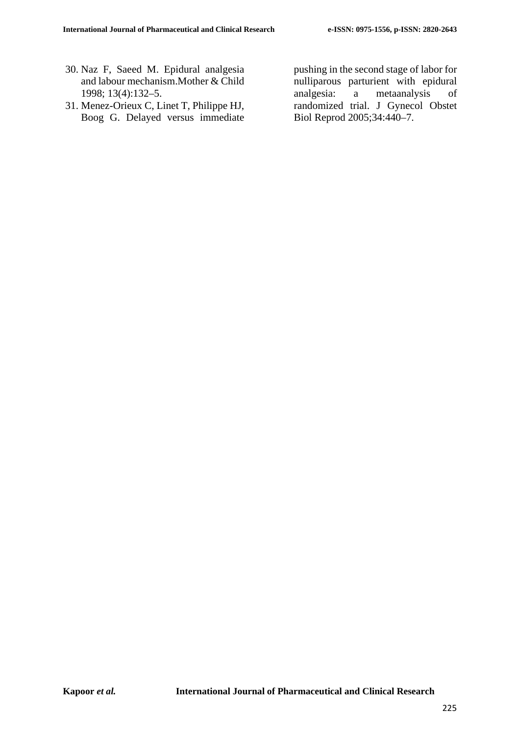30. Naz F, Saeed M. Epidural analgesia and labour mechanism.Mother & Child 1998; 13(4):132–5.
31. Menez-Orieux C, Linet T, Philippe HJ, Boog G. Delayed versus immediate pushing in the second stage of labor for nulliparous parturient with epidural analgesia: a metaanalysis of randomized trial. J Gynecol Obstet Biol Reprod 2005;34:440–7.